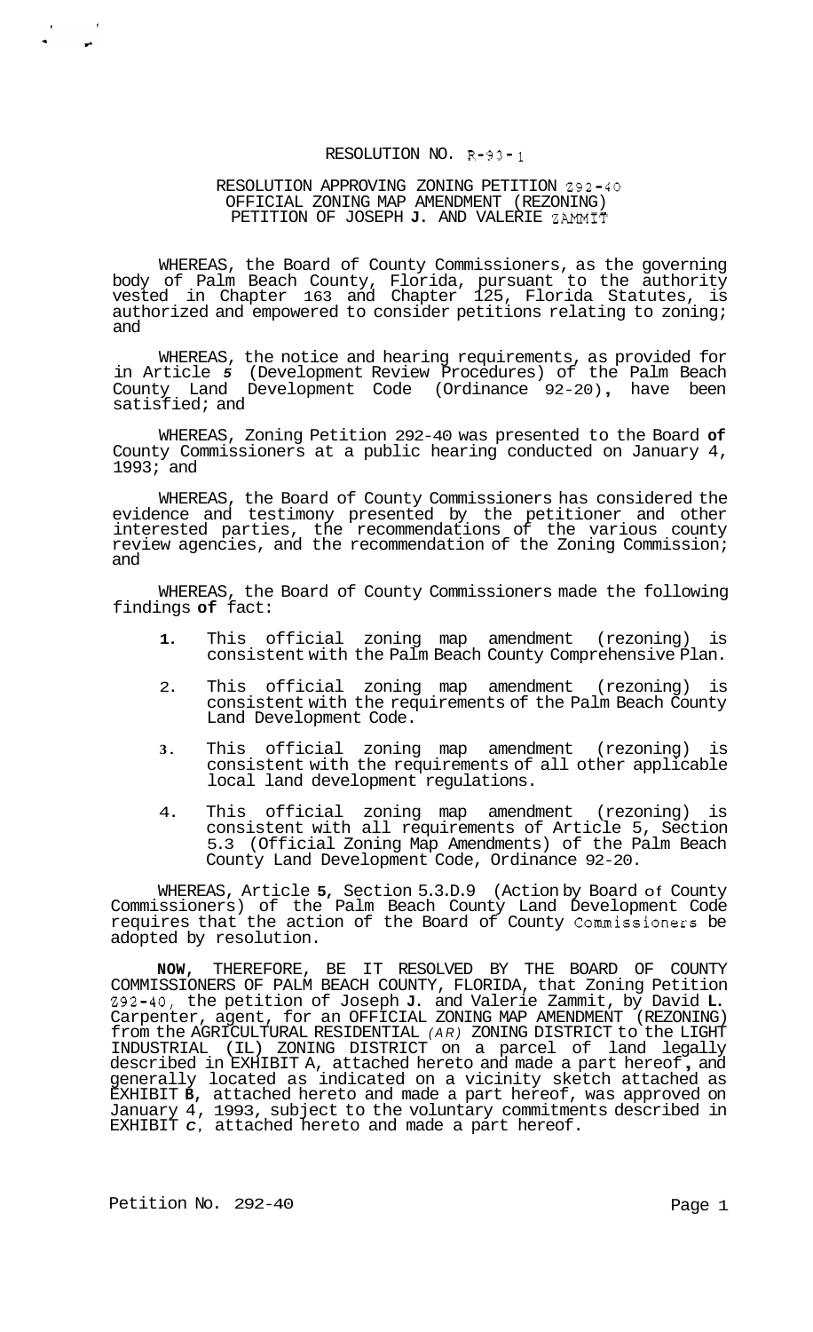RESOLUTION NO. R-93-1

RESOLUTION APPROVING ZONING PETITION Z92-40
OFFICIAL ZONING MAP AMENDMENT (REZONING)
PETITION OF JOSEPH J. AND VALERIE ZAMMIT

WHEREAS, the Board of County Commissioners, as the governing body of Palm Beach County, Florida, pursuant to the authority vested in Chapter 163 and Chapter 125, Florida Statutes, is authorized and empowered to consider petitions relating to zoning; and

WHEREAS, the notice and hearing requirements, as provided for in Article 5 (Development Review Procedures) of the Palm Beach County Land Development Code (Ordinance 92-20), have been satisfied; and

WHEREAS, Zoning Petition Z92-40 was presented to the Board of County Commissioners at a public hearing conducted on January 4, 1993; and

WHEREAS, the Board of County Commissioners has considered the evidence and testimony presented by the petitioner and other interested parties, the recommendations of the various county review agencies, and the recommendation of the Zoning Commission; and

WHEREAS, the Board of County Commissioners made the following findings of fact:

1. This official zoning map amendment (rezoning) is consistent with the Palm Beach County Comprehensive Plan.

2. This official zoning map amendment (rezoning) is consistent with the requirements of the Palm Beach County Land Development Code.

3. This official zoning map amendment (rezoning) is consistent with the requirements of all other applicable local land development regulations.

4. This official zoning map amendment (rezoning) is consistent with all requirements of Article 5, Section 5.3 (Official Zoning Map Amendments) of the Palm Beach County Land Development Code, Ordinance 92-20.

WHEREAS, Article 5, Section 5.3.D.9 (Action by Board of County Commissioners) of the Palm Beach County Land Development Code requires that the action of the Board of County Commissioners be adopted by resolution.

**NOW**, THEREFORE, BE IT RESOLVED BY THE BOARD OF COUNTY COMMISSIONERS OF PALM BEACH COUNTY, FLORIDA, that Zoning Petition Z92-40, the petition of Joseph J. and Valerie Zammit, by David L. Carpenter, agent, for an OFFICIAL ZONING MAP AMENDMENT (REZONING) from the AGRICULTURAL RESIDENTIAL *(AR)* ZONING DISTRICT to the LIGHT INDUSTRIAL (IL) ZONING DISTRICT on a parcel of land legally described in EXHIBIT A, attached hereto and made a part hereof, and generally located as indicated on a vicinity sketch attached as EXHIBIT B, attached hereto and made a part hereof, was approved on January 4, 1993, subject to the voluntary commitments described in EXHIBIT C, attached hereto and made a part hereof.

Petition No. Z92-40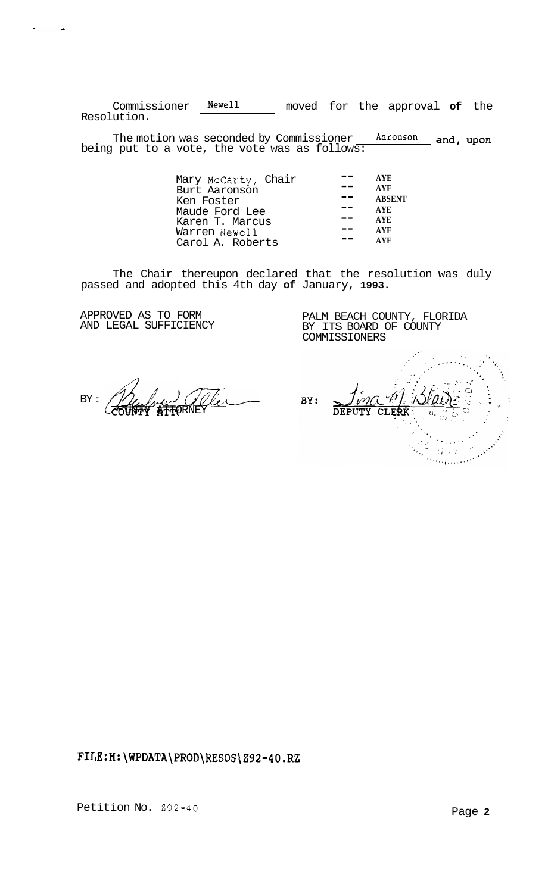Commissioner Newell moved for the approval of the Resolution.

The motion was seconded by Commissioner Aaronson and, upon being put to a vote, the vote was as follows:

| | | |
|---|---|---|
| Mary McCarty, Chair | -- | AYE |
| Burt Aaronson | -- | AYE |
| Ken Foster | -- | ABSENT |
| Maude Ford Lee | -- | AYE |
| Karen T. Marcus | -- | AYE |
| Warren Newell | -- | AYE |
| Carol A. Roberts | -- | AYE |

The Chair thereupon declared that the resolution was duly passed and adopted this 4th day of January, 1993.

APPROVED AS TO FORM AND LEGAL SUFFICIENCY

BY: COUNTY ATTORNEY

PALM BEACH COUNTY, FLORIDA BY ITS BOARD OF COUNTY COMMISSIONERS

BY: DEPUTY CLERK

FILE:H:\WPDATA\PROD\RESOS\Z92-40.RZ

Petition No. Z92-40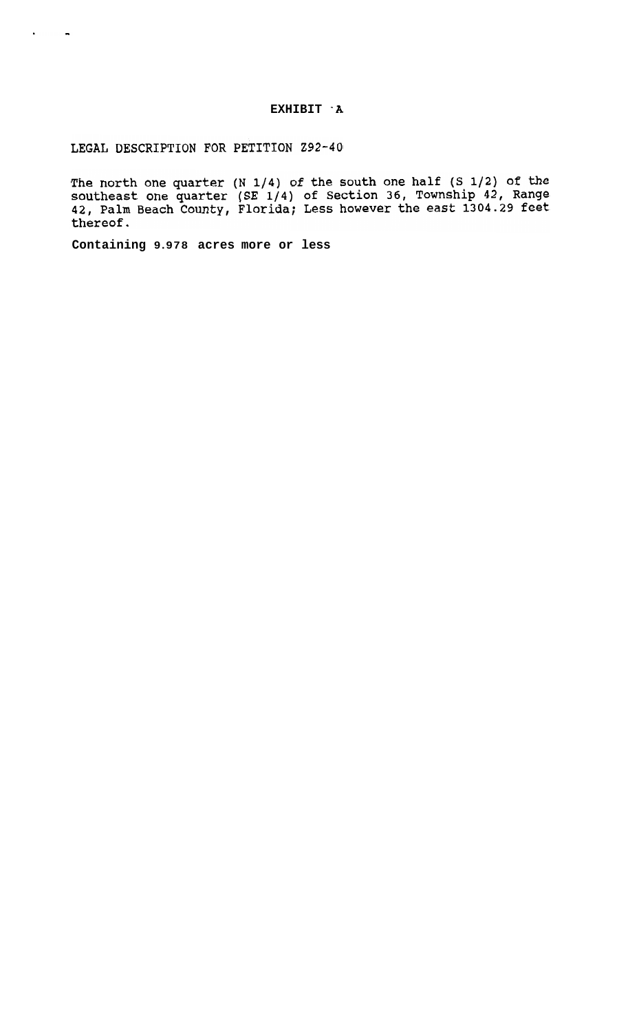# EXHIBIT A

LEGAL DESCRIPTION FOR PETITION Z92-40

The north one quarter (N 1/4) of the south one half (S 1/2) of the southeast one quarter (SE 1/4) of Section 36, Township 42, Range 42, Palm Beach County, Florida; Less however the east 1304.29 feet thereof.

**Containing 9.978 acres more or less**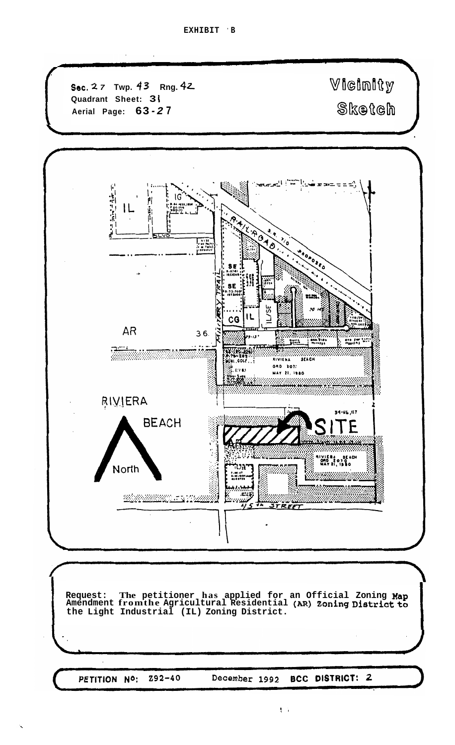**EXHIBIT B**

Sec. 27 Twp. 43 Rng. 42
Quadrant Sheet: 31
Aerial Page: 63-27

**Vicinity Sketch**

IL IG BLVD SE SE MILITARY TRAIL CG IL IL/SE AR 36 RAILROAD S.R. 710 PROPOSED RIVIERA BEACH ORD 2071 MAY 21, 1980 RIVIERA BEACH North SITE AR RIVIERA BEACH ORD 2071 MAY 21, 1980 45TH STREET

Request: The petitioner has applied for an Official Zoning Map Amendment fromthe Agricultural Residential (AR) Zoning District to the Light Industrial (IL) Zoning District.

PETITION Nº: Z92-40 December 1992 BCC DISTRICT: 2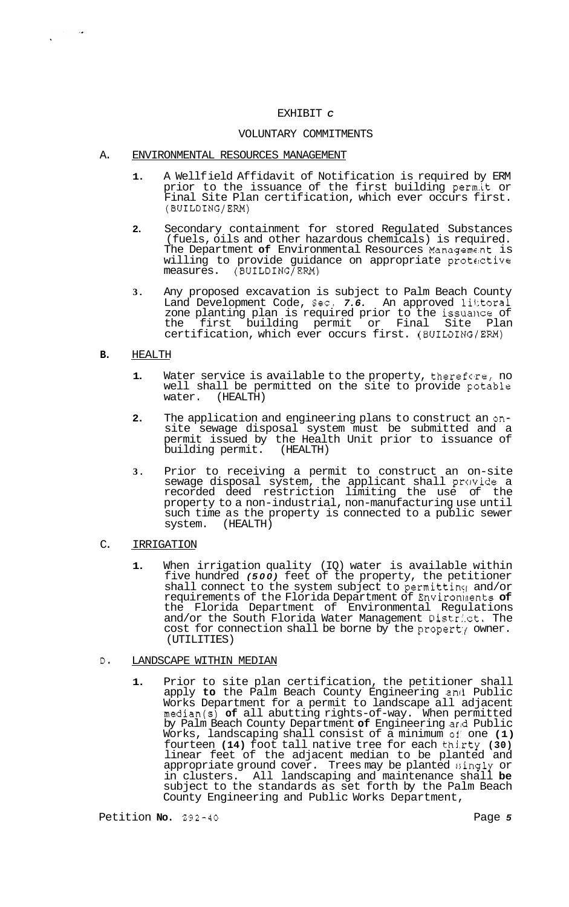# EXHIBIT *c*

## VOLUNTARY COMMITMENTS

### A. ENVIRONMENTAL RESOURCES MANAGEMENT

1. A Wellfield Affidavit of Notification is required by ERM prior to the issuance of the first building permit or Final Site Plan certification, which ever occurs first. (BUILDING/ERM)

2. Secondary containment for stored Regulated Substances (fuels, oils and other hazardous chemicals) is required. The Department **of** Environmental Resources Management is willing to provide guidance on appropriate protective measures. (BUILDING/ERM)

3. Any proposed excavation is subject to Palm Beach County Land Development Code, Sec. *7.6.* An approved littoral zone planting plan is required prior to the issuance of the first building permit or Final Site Plan certification, which ever occurs first. (BUILDING/ERM)

### B. HEALTH

1. Water service is available to the property, therefore, no well shall be permitted on the site to provide potable water. (HEALTH)

2. The application and engineering plans to construct an on-site sewage disposal system must be submitted and a permit issued by the Health Unit prior to issuance of building permit. (HEALTH)

3. Prior to receiving a permit to construct an on-site sewage disposal system, the applicant shall provide a recorded deed restriction limiting the use of the property to a non-industrial, non-manufacturing use until such time as the property is connected to a public sewer system. (HEALTH)

### C. IRRIGATION

1. When irrigation quality (IQ) water is available within five hundred *(500)* feet of the property, the petitioner shall connect to the system subject to permitting and/or requirements of the Florida Department of Environments **of** the Florida Department of Environmental Regulations and/or the South Florida Water Management District. The cost for connection shall be borne by the property owner. (UTILITIES)

### D. LANDSCAPE WITHIN MEDIAN

1. Prior to site plan certification, the petitioner shall apply **to** the Palm Beach County Engineering and Public Works Department for a permit to landscape all adjacent median(s) **of** all abutting rights-of-way. When permitted by Palm Beach County Department **of** Engineering and Public Works, landscaping shall consist of a minimum of one **(1)** fourteen **(14)** foot tall native tree for each thirty **(30)** linear feet of the adjacent median to be planted and appropriate ground cover. Trees may be planted singly or in clusters. All landscaping and maintenance shall **be** subject to the standards as set forth by the Palm Beach County Engineering and Public Works Department,

Petition **No.** 292-40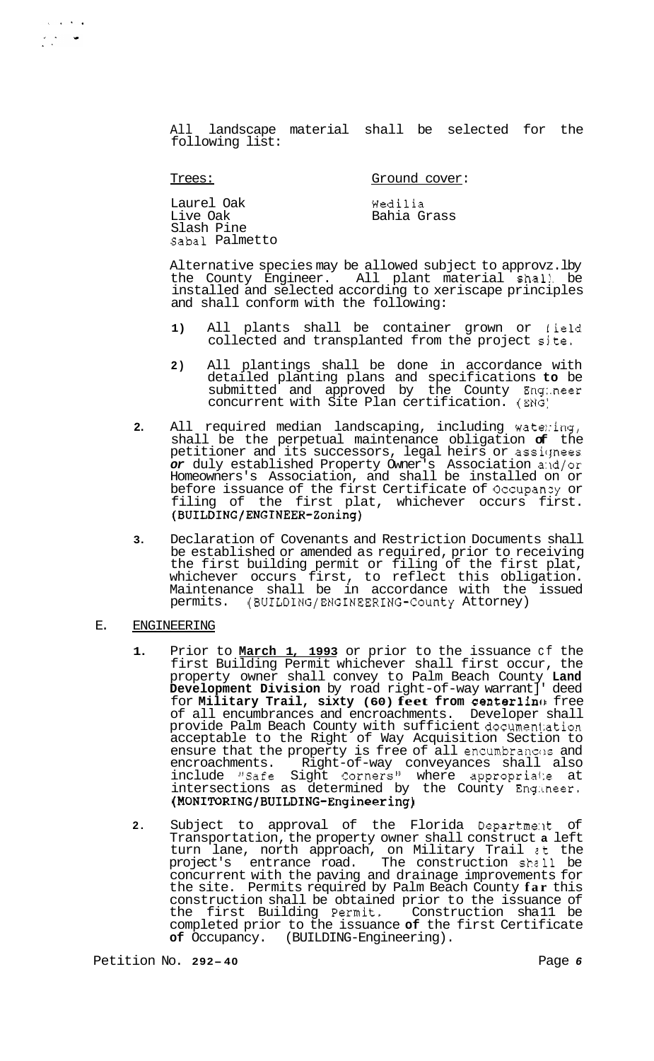All landscape material shall be selected for the following list:

| Trees: | Ground cover: |
|---|---|
| Laurel Oak | Wedilia |
| Live Oak | Bahia Grass |
| Slash Pine | |
| Sabal Palmetto | |

Alternative species may be allowed subject to approval by the County Engineer. All plant material shall be installed and selected according to xeriscape principles and shall conform with the following:

1) All plants shall be container grown or field collected and transplanted from the project site.

2) All plantings shall be done in accordance with detailed planting plans and specifications **to** be submitted and approved by the County Engineer concurrent with Site Plan certification. (ENG)

2. All required median landscaping, including watering, shall be the perpetual maintenance obligation **of** the petitioner and its successors, legal heirs or assignees *or* duly established Property Owner's Association and/or Homeowners's Association, and shall be installed on or before issuance of the first Certificate of Occupancy or filing of the first plat, whichever occurs first. **(BUILDING/ENGINEER-Zoning)**

3. Declaration of Covenants and Restriction Documents shall be established or amended as required, prior to receiving the first building permit or filing of the first plat, whichever occurs first, to reflect this obligation. Maintenance shall be in accordance with the issued permits. (BUILDING/ENGINEERING-County Attorney)

E. ENGINEERING

1. Prior to **March 1, 1993** or prior to the issuance of the first Building Permit whichever shall first occur, the property owner shall convey to Palm Beach County **Land Development Division** by road right-of-way warranty deed for **Military Trail, sixty (60) feet from centerline** free of all encumbrances and encroachments. Developer shall provide Palm Beach County with sufficient documentation acceptable to the Right of Way Acquisition Section to ensure that the property is free of all encumbrances and encroachments. Right-of-way conveyances shall also include "Safe Sight Corners" where appropriate at intersections as determined by the County Engineer. **(MONITORING/BUILDING-Engineering)**

2. Subject to approval of the Florida Department of Transportation, the property owner shall construct **a** left turn lane, north approach, on Military Trail at the project's entrance road. The construction shall be concurrent with the paving and drainage improvements for the site. Permits required by Palm Beach County **for** this construction shall be obtained prior to the issuance of the first Building Permit. Construction shall be completed prior to the issuance **of** the first Certificate **of** Occupancy. (BUILDING-Engineering).

Petition No. **292-40**